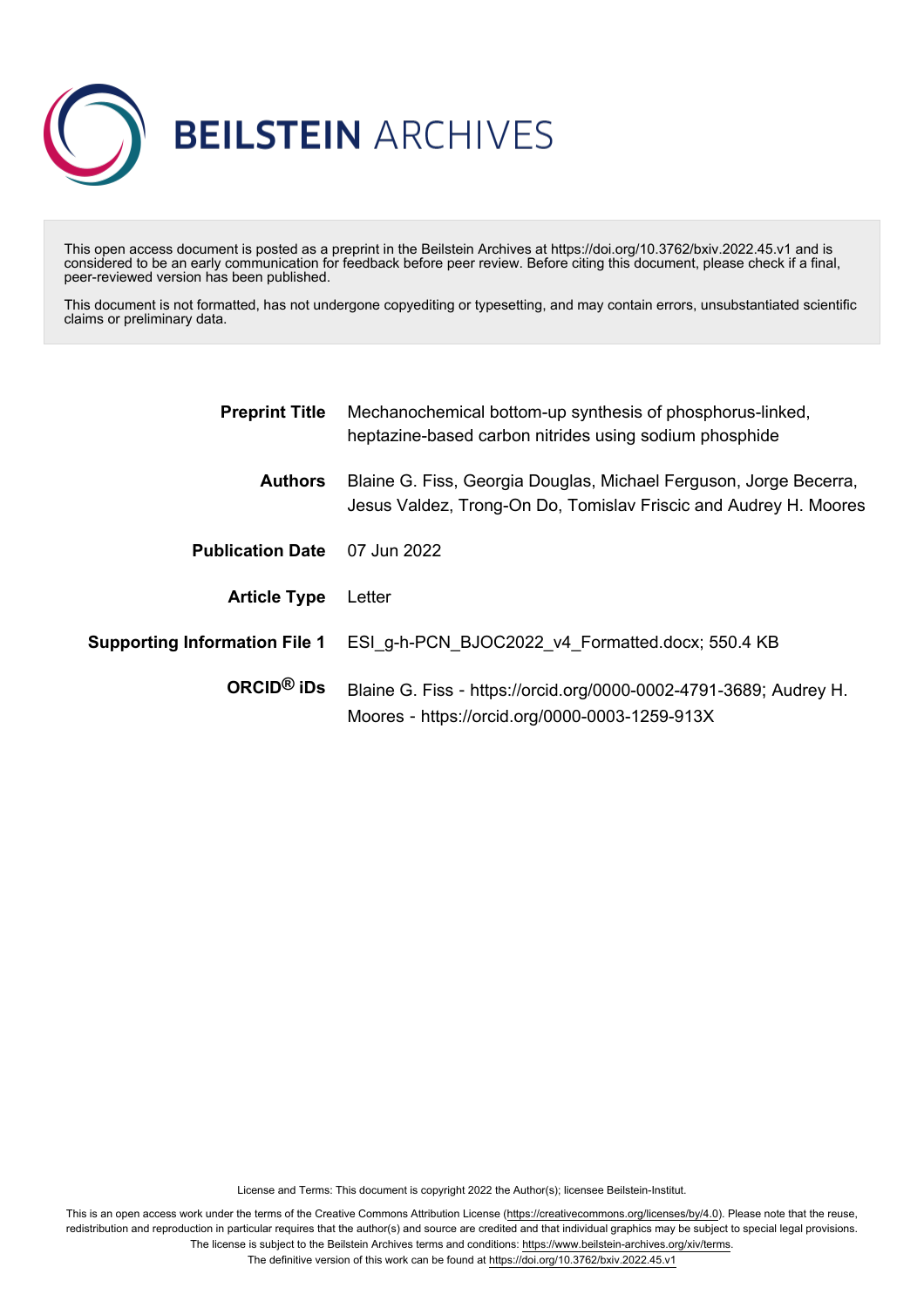# BEILSTEIN ARCHIVES

This open access document is posted as a preprint in the Beilstein Archives at https://doi.org/10.3762/bxiv.2022.45.v1 and is considered to be an early communication for feedback before peer review. Before citing this document, please check if a final, peer-reviewed version has been published.

This document is not formatted, has not undergone copyediting or typesetting, and may contain errors, unsubstantiated scientific claims or preliminary data.

| | |
|---|---|
| **Preprint Title** | Mechanochemical bottom-up synthesis of phosphorus-linked, heptazine-based carbon nitrides using sodium phosphide |
| **Authors** | Blaine G. Fiss, Georgia Douglas, Michael Ferguson, Jorge Becerra, Jesus Valdez, Trong-On Do, Tomislav Friscic and Audrey H. Moores |
| **Publication Date** | 07 Jun 2022 |
| **Article Type** | Letter |
| **Supporting Information File 1** | ESI_g-h-PCN_BJOC2022_v4_Formatted.docx; 550.4 KB |
| **ORCID® iDs** | Blaine G. Fiss - https://orcid.org/0000-0002-4791-3689; Audrey H. Moores - https://orcid.org/0000-0003-1259-913X |

License and Terms: This document is copyright 2022 the Author(s); licensee Beilstein-Institut.

This is an open access work under the terms of the Creative Commons Attribution License (https://creativecommons.org/licenses/by/4.0). Please note that the reuse, redistribution and reproduction in particular requires that the author(s) and source are credited and that individual graphics may be subject to special legal provisions. The license is subject to the Beilstein Archives terms and conditions: https://www.beilstein-archives.org/xiv/terms.

The definitive version of this work can be found at https://doi.org/10.3762/bxiv.2022.45.v1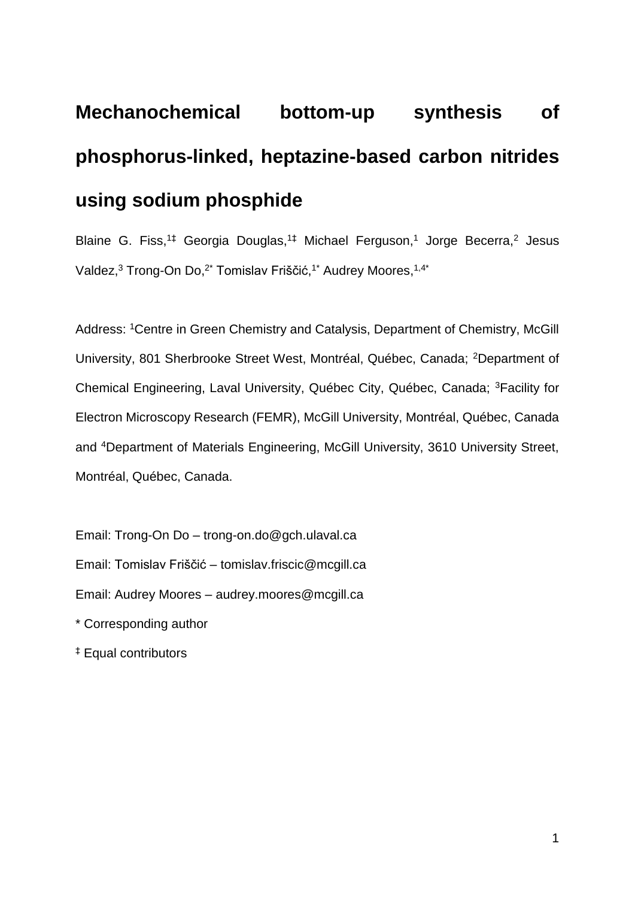# Mechanochemical bottom-up synthesis of phosphorus-linked, heptazine-based carbon nitrides using sodium phosphide

Blaine G. Fiss,[1‡] Georgia Douglas,[1‡] Michael Ferguson,[1] Jorge Becerra,[2] Jesus Valdez,[3] Trong-On Do,[2*] Tomislav Friščić,[1*] Audrey Moores,[1,4*]

Address: [1]Centre in Green Chemistry and Catalysis, Department of Chemistry, McGill University, 801 Sherbrooke Street West, Montréal, Québec, Canada; [2]Department of Chemical Engineering, Laval University, Québec City, Québec, Canada; [3]Facility for Electron Microscopy Research (FEMR), McGill University, Montréal, Québec, Canada and [4]Department of Materials Engineering, McGill University, 3610 University Street, Montréal, Québec, Canada.

Email: Trong-On Do – trong-on.do@gch.ulaval.ca

Email: Tomislav Friščić – tomislav.friscic@mcgill.ca

Email: Audrey Moores – audrey.moores@mcgill.ca

\* Corresponding author

‡ Equal contributors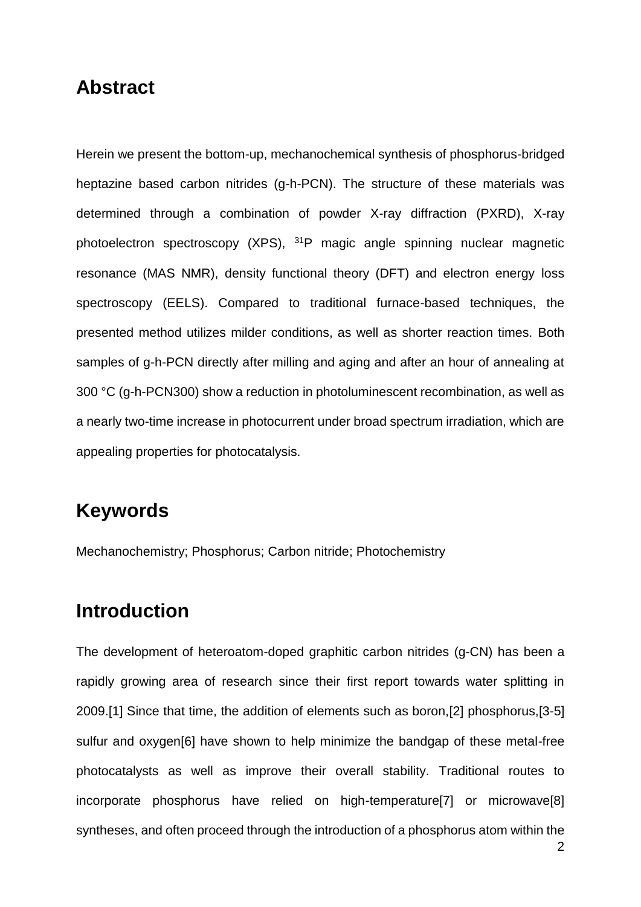## Abstract

Herein we present the bottom-up, mechanochemical synthesis of phosphorus-bridged heptazine based carbon nitrides (g-h-PCN). The structure of these materials was determined through a combination of powder X-ray diffraction (PXRD), X-ray photoelectron spectroscopy (XPS), $^{31}P$ magic angle spinning nuclear magnetic resonance (MAS NMR), density functional theory (DFT) and electron energy loss spectroscopy (EELS). Compared to traditional furnace-based techniques, the presented method utilizes milder conditions, as well as shorter reaction times. Both samples of g-h-PCN directly after milling and aging and after an hour of annealing at 300 °C (g-h-PCN300) show a reduction in photoluminescent recombination, as well as a nearly two-time increase in photocurrent under broad spectrum irradiation, which are appealing properties for photocatalysis.

## Keywords

Mechanochemistry; Phosphorus; Carbon nitride; Photochemistry

## Introduction

The development of heteroatom-doped graphitic carbon nitrides (g-CN) has been a rapidly growing area of research since their first report towards water splitting in 2009.[1] Since that time, the addition of elements such as boron,[2] phosphorus,[3-5] sulfur and oxygen[6] have shown to help minimize the bandgap of these metal-free photocatalysts as well as improve their overall stability. Traditional routes to incorporate phosphorus have relied on high-temperature[7] or microwave[8] syntheses, and often proceed through the introduction of a phosphorus atom within the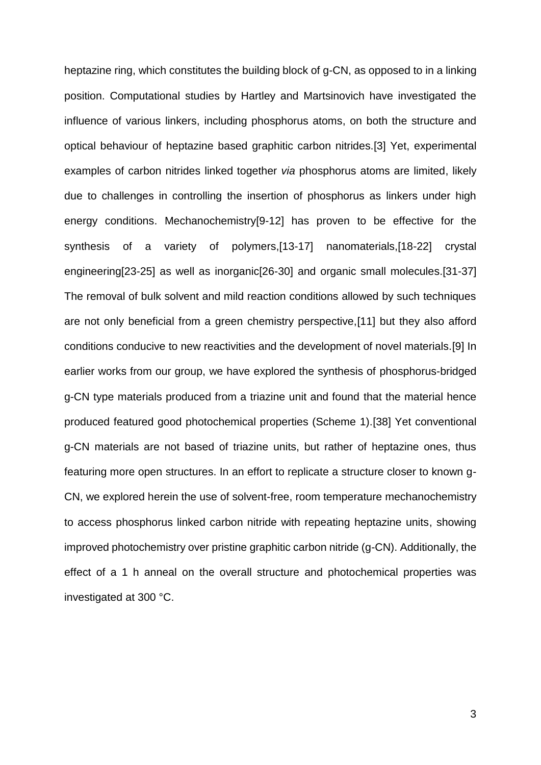heptazine ring, which constitutes the building block of g-CN, as opposed to in a linking position. Computational studies by Hartley and Martsinovich have investigated the influence of various linkers, including phosphorus atoms, on both the structure and optical behaviour of heptazine based graphitic carbon nitrides.[3] Yet, experimental examples of carbon nitrides linked together *via* phosphorus atoms are limited, likely due to challenges in controlling the insertion of phosphorus as linkers under high energy conditions. Mechanochemistry[9-12] has proven to be effective for the synthesis of a variety of polymers,[13-17] nanomaterials,[18-22] crystal engineering[23-25] as well as inorganic[26-30] and organic small molecules.[31-37] The removal of bulk solvent and mild reaction conditions allowed by such techniques are not only beneficial from a green chemistry perspective,[11] but they also afford conditions conducive to new reactivities and the development of novel materials.[9] In earlier works from our group, we have explored the synthesis of phosphorus-bridged g-CN type materials produced from a triazine unit and found that the material hence produced featured good photochemical properties (Scheme 1).[38] Yet conventional g-CN materials are not based of triazine units, but rather of heptazine ones, thus featuring more open structures. In an effort to replicate a structure closer to known g-CN, we explored herein the use of solvent-free, room temperature mechanochemistry to access phosphorus linked carbon nitride with repeating heptazine units, showing improved photochemistry over pristine graphitic carbon nitride (g-CN). Additionally, the effect of a 1 h anneal on the overall structure and photochemical properties was investigated at 300 °C.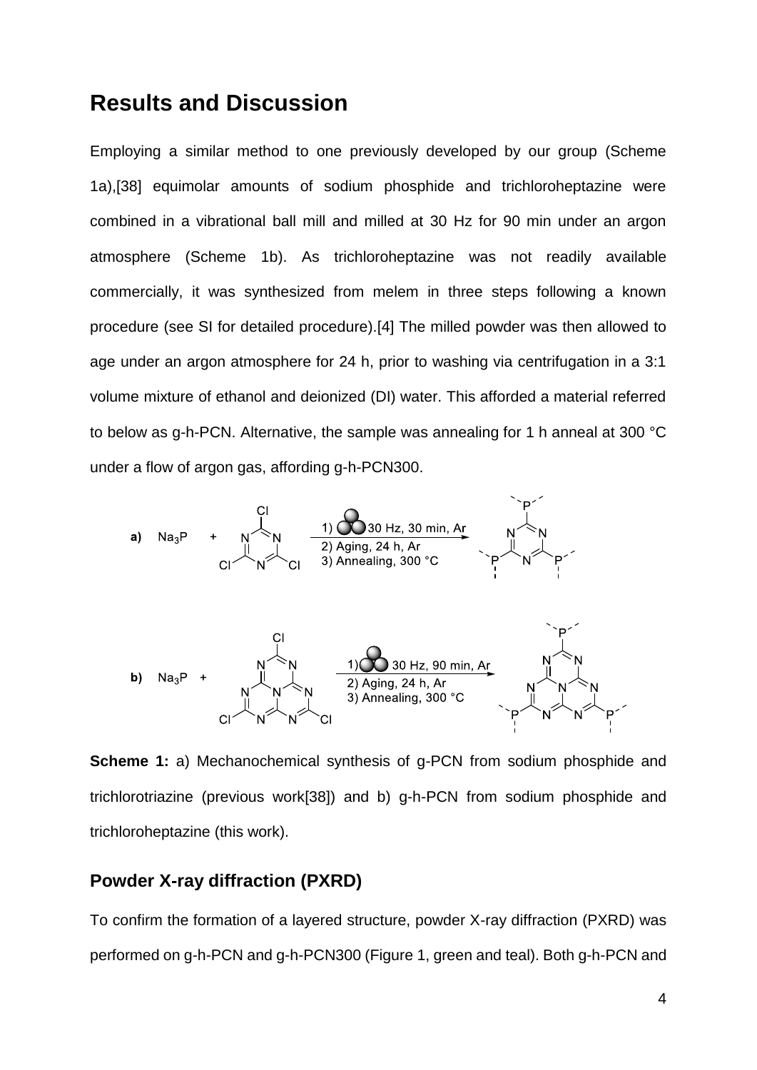## Results and Discussion

Employing a similar method to one previously developed by our group (Scheme 1a),[38] equimolar amounts of sodium phosphide and trichloroheptazine were combined in a vibrational ball mill and milled at 30 Hz for 90 min under an argon atmosphere (Scheme 1b). As trichloroheptazine was not readily available commercially, it was synthesized from melem in three steps following a known procedure (see SI for detailed procedure).[4] The milled powder was then allowed to age under an argon atmosphere for 24 h, prior to washing via centrifugation in a 3:1 volume mixture of ethanol and deionized (DI) water. This afforded a material referred to below as g-h-PCN. Alternative, the sample was annealing for 1 h anneal at 300 °C under a flow of argon gas, affording g-h-PCN300.

**Scheme 1:** a) Mechanochemical synthesis of g-PCN from sodium phosphide and trichlorotriazine (previous work[38]) and b) g-h-PCN from sodium phosphide and trichloroheptazine (this work).

### Powder X-ray diffraction (PXRD)

To confirm the formation of a layered structure, powder X-ray diffraction (PXRD) was performed on g-h-PCN and g-h-PCN300 (Figure 1, green and teal). Both g-h-PCN and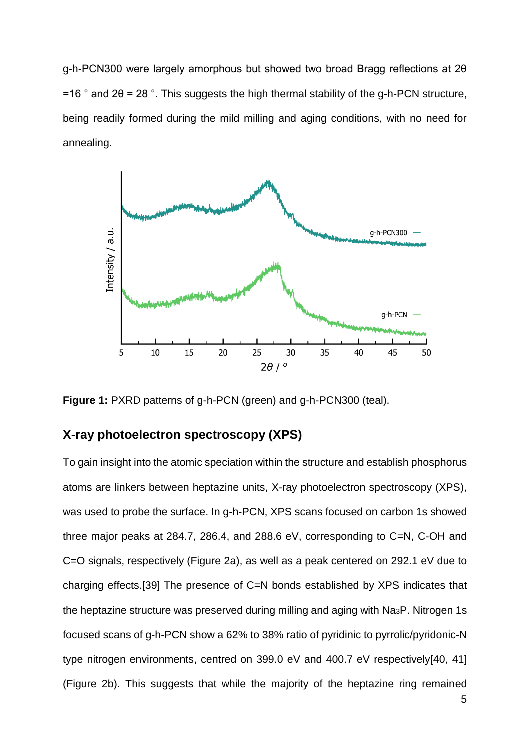g-h-PCN300 were largely amorphous but showed two broad Bragg reflections at 2θ =16 ° and 2θ = 28 °. This suggests the high thermal stability of the g-h-PCN structure, being readily formed during the mild milling and aging conditions, with no need for annealing.

**Figure 1:** PXRD patterns of g-h-PCN (green) and g-h-PCN300 (teal).

## X-ray photoelectron spectroscopy (XPS)

To gain insight into the atomic speciation within the structure and establish phosphorus atoms are linkers between heptazine units, X-ray photoelectron spectroscopy (XPS), was used to probe the surface. In g-h-PCN, XPS scans focused on carbon 1s showed three major peaks at 284.7, 286.4, and 288.6 eV, corresponding to C=N, C-OH and C=O signals, respectively (Figure 2a), as well as a peak centered on 292.1 eV due to charging effects.[39] The presence of C=N bonds established by XPS indicates that the heptazine structure was preserved during milling and aging with $Na_3P$. Nitrogen 1s focused scans of g-h-PCN show a 62% to 38% ratio of pyridinic to pyrrolic/pyridonic-N type nitrogen environments, centred on 399.0 eV and 400.7 eV respectively[40, 41] (Figure 2b). This suggests that while the majority of the heptazine ring remained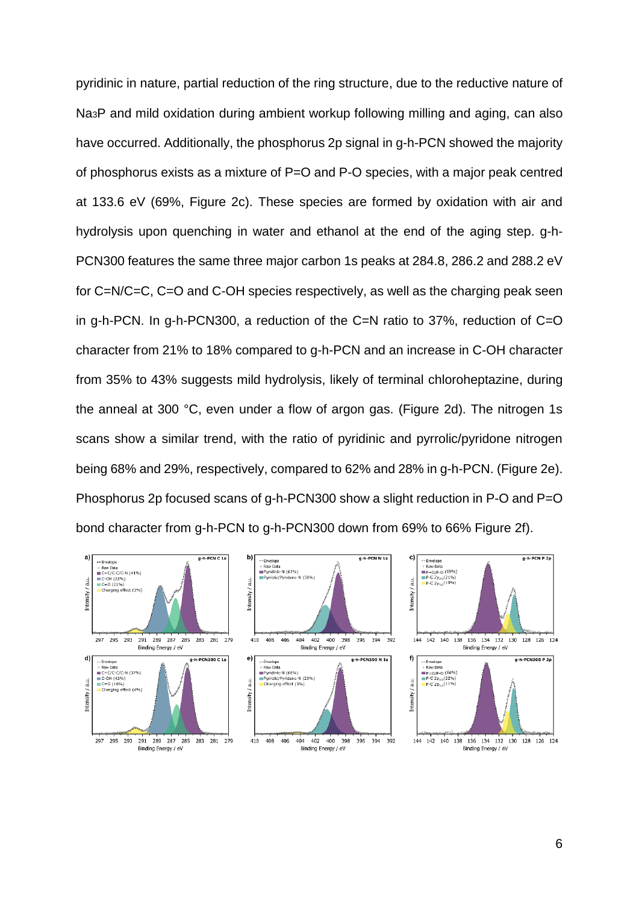pyridinic in nature, partial reduction of the ring structure, due to the reductive nature of $Na_3P$ and mild oxidation during ambient workup following milling and aging, can also have occurred. Additionally, the phosphorus 2p signal in g-h-PCN showed the majority of phosphorus exists as a mixture of P=O and P-O species, with a major peak centred at 133.6 eV (69%, Figure 2c). These species are formed by oxidation with air and hydrolysis upon quenching in water and ethanol at the end of the aging step. g-h-PCN300 features the same three major carbon 1s peaks at 284.8, 286.2 and 288.2 eV for C=N/C=C, C=O and C-OH species respectively, as well as the charging peak seen in g-h-PCN. In g-h-PCN300, a reduction of the C=N ratio to 37%, reduction of C=O character from 21% to 18% compared to g-h-PCN and an increase in C-OH character from 35% to 43% suggests mild hydrolysis, likely of terminal chloroheptazine, during the anneal at 300 °C, even under a flow of argon gas. (Figure 2d). The nitrogen 1s scans show a similar trend, with the ratio of pyridinic and pyrrolic/pyridone nitrogen being 68% and 29%, respectively, compared to 62% and 28% in g-h-PCN. (Figure 2e). Phosphorus 2p focused scans of g-h-PCN300 show a slight reduction in P-O and P=O bond character from g-h-PCN to g-h-PCN300 down from 69% to 66% Figure 2f).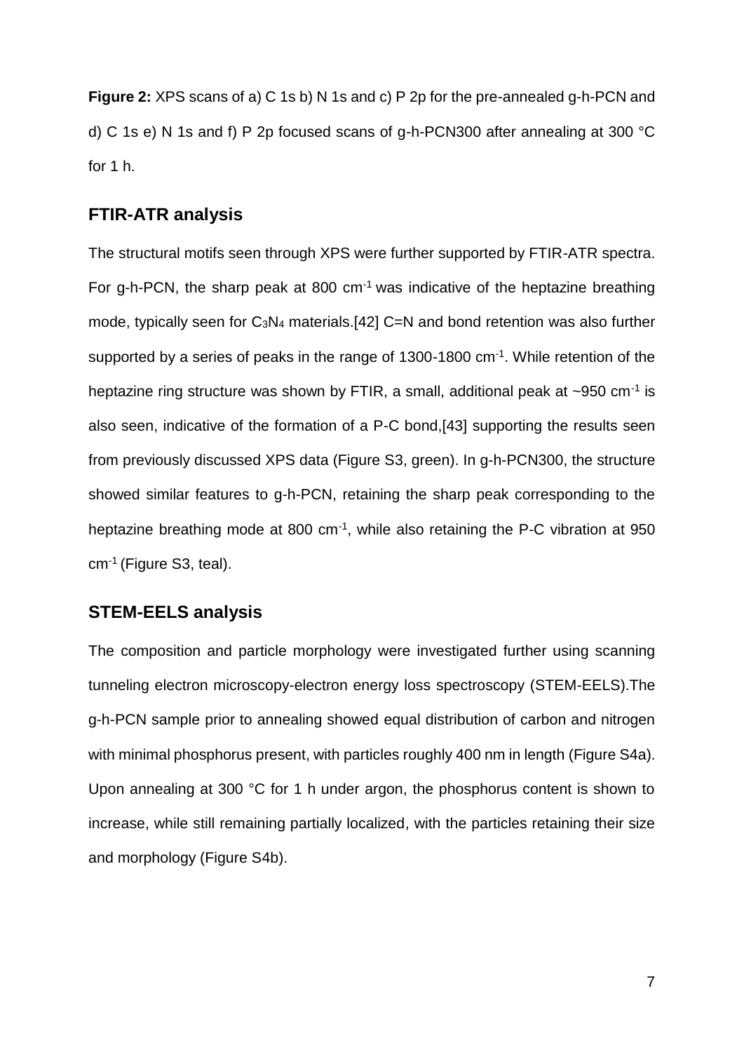**Figure 2:** XPS scans of a) C 1s b) N 1s and c) P 2p for the pre-annealed g-h-PCN and d) C 1s e) N 1s and f) P 2p focused scans of g-h-PCN300 after annealing at 300 °C for 1 h.

## FTIR-ATR analysis

The structural motifs seen through XPS were further supported by FTIR-ATR spectra. For g-h-PCN, the sharp peak at 800 $cm^{-1}$ was indicative of the heptazine breathing mode, typically seen for $C_3N_4$ materials.[42] C=N and bond retention was also further supported by a series of peaks in the range of 1300-1800 $cm^{-1}$. While retention of the heptazine ring structure was shown by FTIR, a small, additional peak at ~950 $cm^{-1}$ is also seen, indicative of the formation of a P-C bond,[43] supporting the results seen from previously discussed XPS data (Figure S3, green). In g-h-PCN300, the structure showed similar features to g-h-PCN, retaining the sharp peak corresponding to the heptazine breathing mode at 800 $cm^{-1}$, while also retaining the P-C vibration at 950 $cm^{-1}$ (Figure S3, teal).

## STEM-EELS analysis

The composition and particle morphology were investigated further using scanning tunneling electron microscopy-electron energy loss spectroscopy (STEM-EELS).The g-h-PCN sample prior to annealing showed equal distribution of carbon and nitrogen with minimal phosphorus present, with particles roughly 400 nm in length (Figure S4a). Upon annealing at 300 °C for 1 h under argon, the phosphorus content is shown to increase, while still remaining partially localized, with the particles retaining their size and morphology (Figure S4b).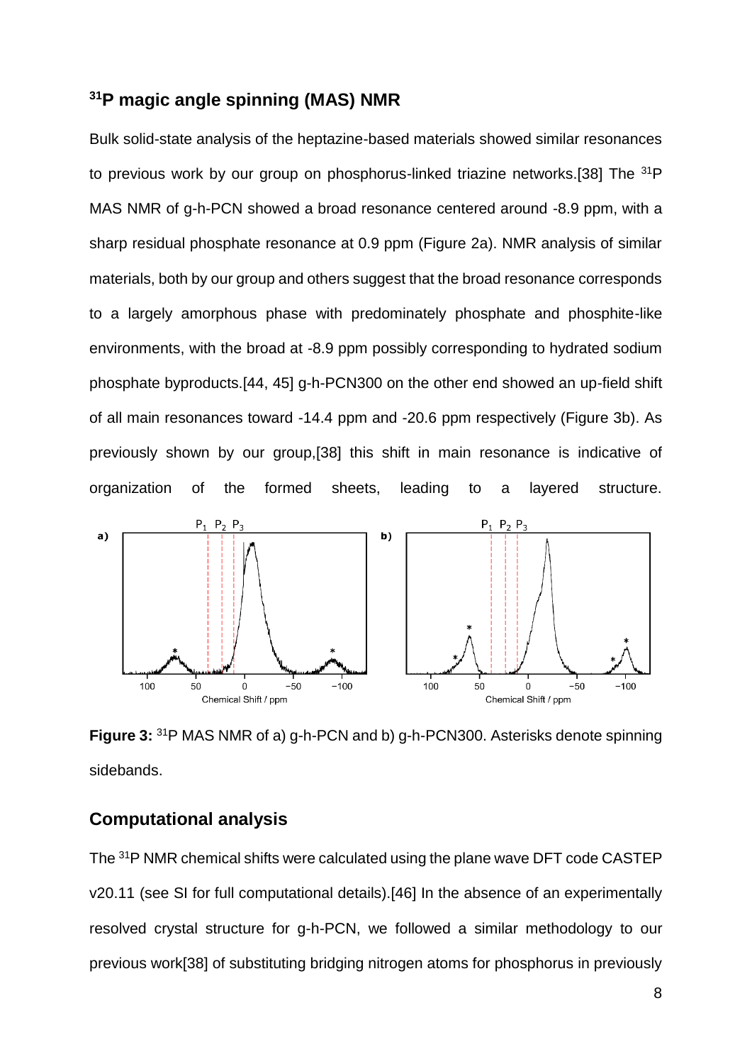## $^{31}P$ magic angle spinning (MAS) NMR

Bulk solid-state analysis of the heptazine-based materials showed similar resonances to previous work by our group on phosphorus-linked triazine networks.[38] The $^{31}P$ MAS NMR of g-h-PCN showed a broad resonance centered around -8.9 ppm, with a sharp residual phosphate resonance at 0.9 ppm (Figure 2a). NMR analysis of similar materials, both by our group and others suggest that the broad resonance corresponds to a largely amorphous phase with predominately phosphate and phosphite-like environments, with the broad at -8.9 ppm possibly corresponding to hydrated sodium phosphate byproducts.[44, 45] g-h-PCN300 on the other end showed an up-field shift of all main resonances toward -14.4 ppm and -20.6 ppm respectively (Figure 3b). As previously shown by our group,[38] this shift in main resonance is indicative of organization of the formed sheets, leading to a layered structure.

**Figure 3:** $^{31}P$ MAS NMR of a) g-h-PCN and b) g-h-PCN300. Asterisks denote spinning sidebands.

## Computational analysis

The $^{31}P$ NMR chemical shifts were calculated using the plane wave DFT code CASTEP v20.11 (see SI for full computational details).[46] In the absence of an experimentally resolved crystal structure for g-h-PCN, we followed a similar methodology to our previous work[38] of substituting bridging nitrogen atoms for phosphorus in previously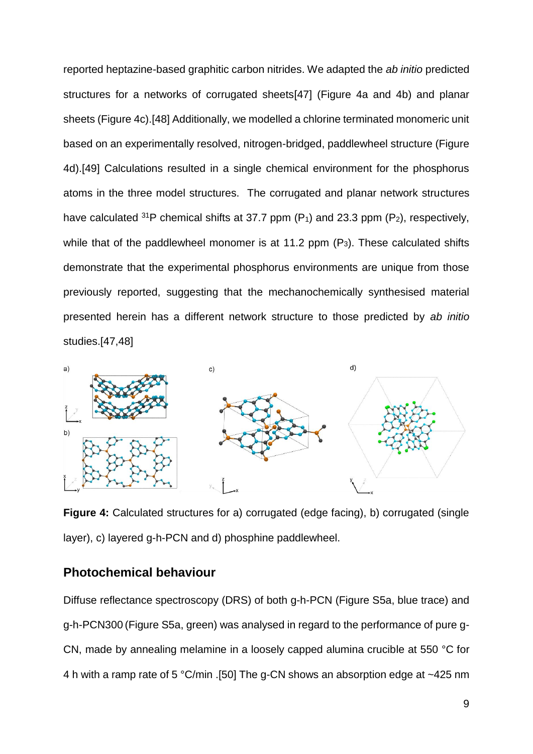reported heptazine-based graphitic carbon nitrides. We adapted the *ab initio* predicted structures for a networks of corrugated sheets[47] (Figure 4a and 4b) and planar sheets (Figure 4c).[48] Additionally, we modelled a chlorine terminated monomeric unit based on an experimentally resolved, nitrogen-bridged, paddlewheel structure (Figure 4d).[49] Calculations resulted in a single chemical environment for the phosphorus atoms in the three model structures. The corrugated and planar network structures have calculated $^{31}$P chemical shifts at 37.7 ppm ($P_1$) and 23.3 ppm ($P_2$), respectively, while that of the paddlewheel monomer is at 11.2 ppm ($P_3$). These calculated shifts demonstrate that the experimental phosphorus environments are unique from those previously reported, suggesting that the mechanochemically synthesised material presented herein has a different network structure to those predicted by *ab initio* studies.[47,48]

**Figure 4:** Calculated structures for a) corrugated (edge facing), b) corrugated (single layer), c) layered g-h-PCN and d) phosphine paddlewheel.

## Photochemical behaviour

Diffuse reflectance spectroscopy (DRS) of both g-h-PCN (Figure S5a, blue trace) and g-h-PCN300 (Figure S5a, green) was analysed in regard to the performance of pure g-CN, made by annealing melamine in a loosely capped alumina crucible at 550 °C for 4 h with a ramp rate of 5 °C/min .[50] The g-CN shows an absorption edge at ~425 nm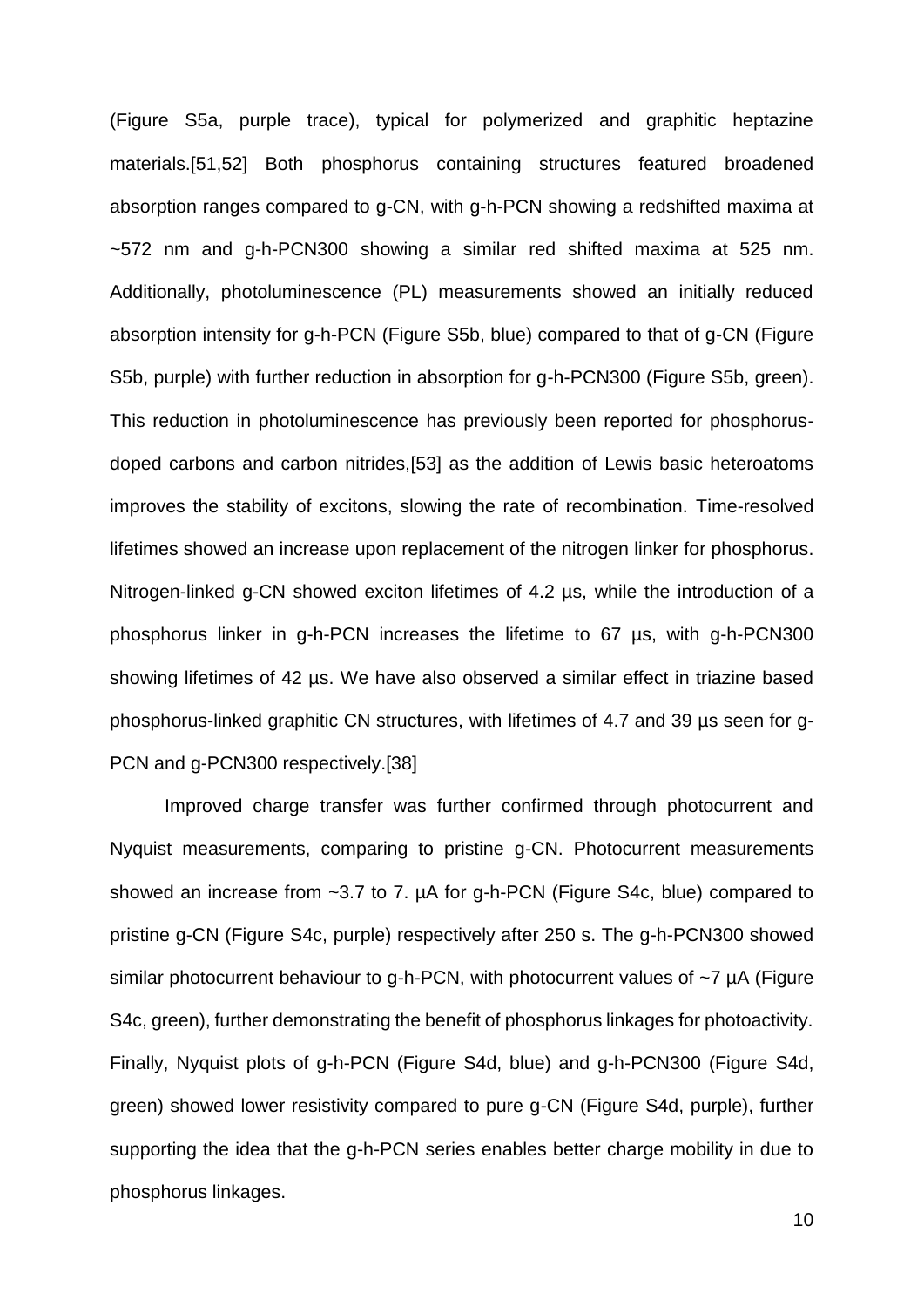(Figure S5a, purple trace), typical for polymerized and graphitic heptazine materials.[51,52] Both phosphorus containing structures featured broadened absorption ranges compared to g-CN, with g-h-PCN showing a redshifted maxima at ~572 nm and g-h-PCN300 showing a similar red shifted maxima at 525 nm. Additionally, photoluminescence (PL) measurements showed an initially reduced absorption intensity for g-h-PCN (Figure S5b, blue) compared to that of g-CN (Figure S5b, purple) with further reduction in absorption for g-h-PCN300 (Figure S5b, green). This reduction in photoluminescence has previously been reported for phosphorus-doped carbons and carbon nitrides,[53] as the addition of Lewis basic heteroatoms improves the stability of excitons, slowing the rate of recombination. Time-resolved lifetimes showed an increase upon replacement of the nitrogen linker for phosphorus. Nitrogen-linked g-CN showed exciton lifetimes of 4.2 µs, while the introduction of a phosphorus linker in g-h-PCN increases the lifetime to 67 µs, with g-h-PCN300 showing lifetimes of 42 µs. We have also observed a similar effect in triazine based phosphorus-linked graphitic CN structures, with lifetimes of 4.7 and 39 µs seen for g-PCN and g-PCN300 respectively.[38]

Improved charge transfer was further confirmed through photocurrent and Nyquist measurements, comparing to pristine g-CN. Photocurrent measurements showed an increase from ~3.7 to 7. µA for g-h-PCN (Figure S4c, blue) compared to pristine g-CN (Figure S4c, purple) respectively after 250 s. The g-h-PCN300 showed similar photocurrent behaviour to g-h-PCN, with photocurrent values of ~7 µA (Figure S4c, green), further demonstrating the benefit of phosphorus linkages for photoactivity. Finally, Nyquist plots of g-h-PCN (Figure S4d, blue) and g-h-PCN300 (Figure S4d, green) showed lower resistivity compared to pure g-CN (Figure S4d, purple), further supporting the idea that the g-h-PCN series enables better charge mobility in due to phosphorus linkages.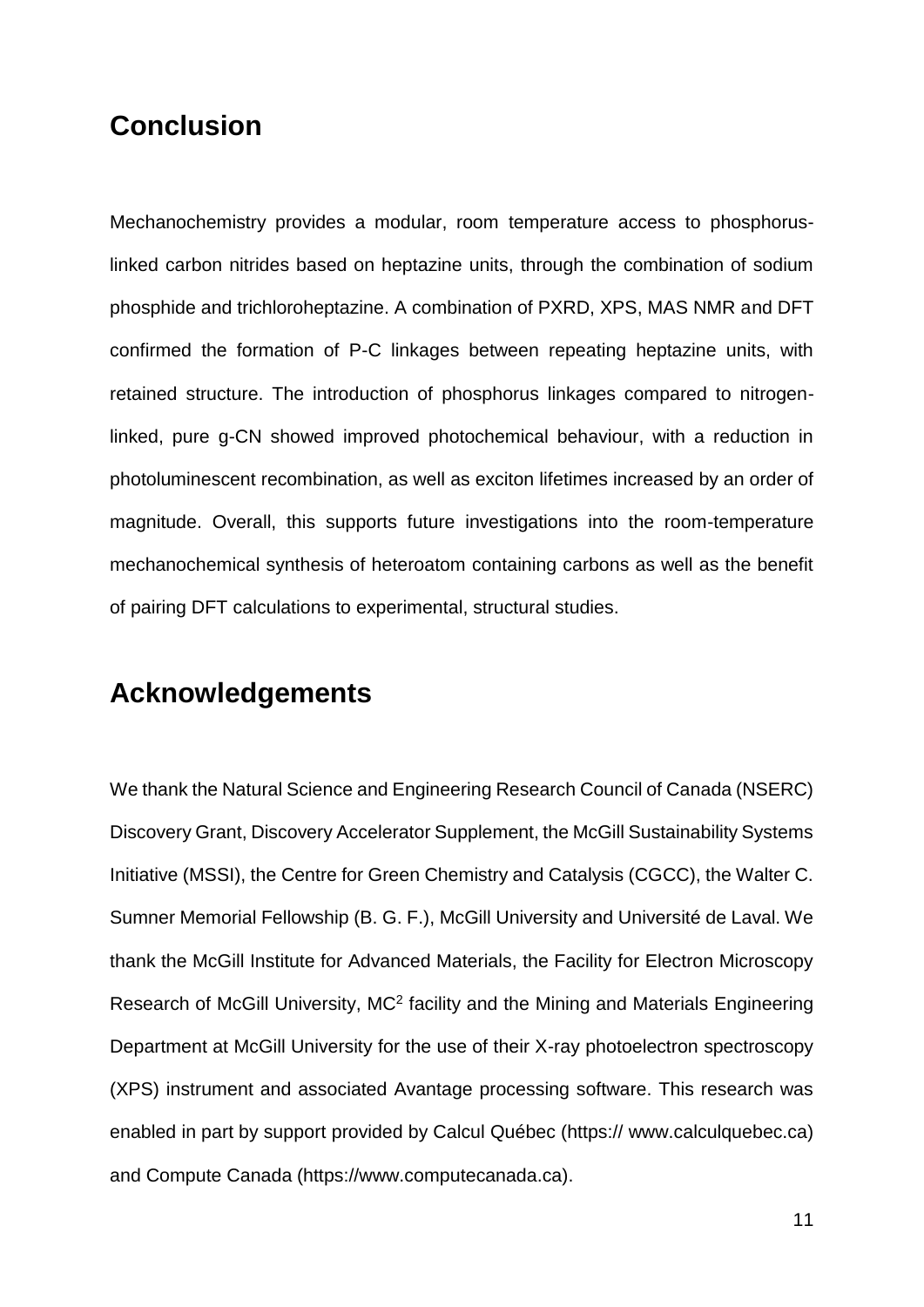## Conclusion

Mechanochemistry provides a modular, room temperature access to phosphorus-linked carbon nitrides based on heptazine units, through the combination of sodium phosphide and trichloroheptazine. A combination of PXRD, XPS, MAS NMR and DFT confirmed the formation of P-C linkages between repeating heptazine units, with retained structure. The introduction of phosphorus linkages compared to nitrogen-linked, pure g-CN showed improved photochemical behaviour, with a reduction in photoluminescent recombination, as well as exciton lifetimes increased by an order of magnitude. Overall, this supports future investigations into the room-temperature mechanochemical synthesis of heteroatom containing carbons as well as the benefit of pairing DFT calculations to experimental, structural studies.

## Acknowledgements

We thank the Natural Science and Engineering Research Council of Canada (NSERC) Discovery Grant, Discovery Accelerator Supplement, the McGill Sustainability Systems Initiative (MSSI), the Centre for Green Chemistry and Catalysis (CGCC), the Walter C. Sumner Memorial Fellowship (B. G. F.), McGill University and Université de Laval. We thank the McGill Institute for Advanced Materials, the Facility for Electron Microscopy Research of McGill University, $MC^2$ facility and the Mining and Materials Engineering Department at McGill University for the use of their X-ray photoelectron spectroscopy (XPS) instrument and associated Avantage processing software. This research was enabled in part by support provided by Calcul Québec (https:// www.calculquebec.ca) and Compute Canada (https://www.computecanada.ca).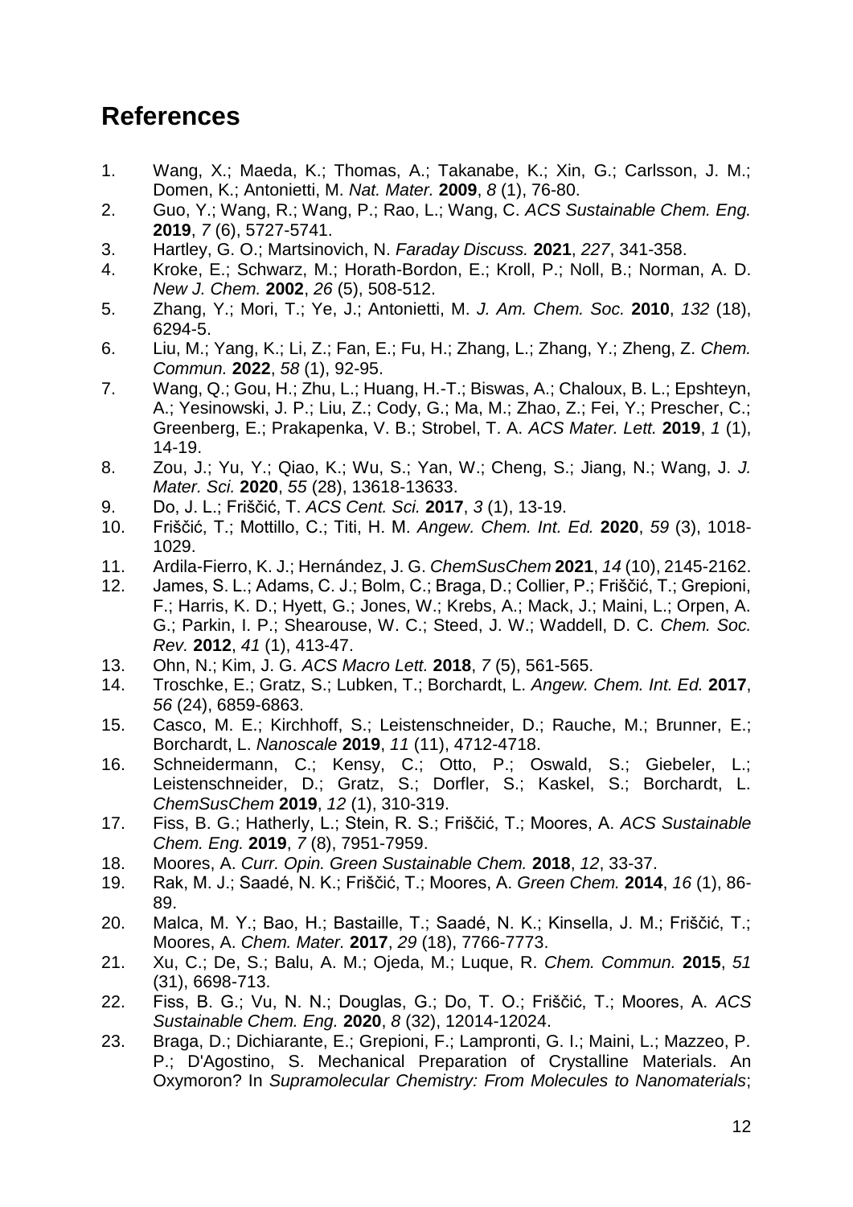## References

1. Wang, X.; Maeda, K.; Thomas, A.; Takanabe, K.; Xin, G.; Carlsson, J. M.; Domen, K.; Antonietti, M. *Nat. Mater.* **2009**, *8* (1), 76-80.
2. Guo, Y.; Wang, R.; Wang, P.; Rao, L.; Wang, C. *ACS Sustainable Chem. Eng.* **2019**, *7* (6), 5727-5741.
3. Hartley, G. O.; Martsinovich, N. *Faraday Discuss.* **2021**, *227*, 341-358.
4. Kroke, E.; Schwarz, M.; Horath-Bordon, E.; Kroll, P.; Noll, B.; Norman, A. D. *New J. Chem.* **2002**, *26* (5), 508-512.
5. Zhang, Y.; Mori, T.; Ye, J.; Antonietti, M. *J. Am. Chem. Soc.* **2010**, *132* (18), 6294-5.
6. Liu, M.; Yang, K.; Li, Z.; Fan, E.; Fu, H.; Zhang, L.; Zhang, Y.; Zheng, Z. *Chem. Commun.* **2022**, *58* (1), 92-95.
7. Wang, Q.; Gou, H.; Zhu, L.; Huang, H.-T.; Biswas, A.; Chaloux, B. L.; Epshteyn, A.; Yesinowski, J. P.; Liu, Z.; Cody, G.; Ma, M.; Zhao, Z.; Fei, Y.; Prescher, C.; Greenberg, E.; Prakapenka, V. B.; Strobel, T. A. *ACS Mater. Lett.* **2019**, *1* (1), 14-19.
8. Zou, J.; Yu, Y.; Qiao, K.; Wu, S.; Yan, W.; Cheng, S.; Jiang, N.; Wang, J. *J. Mater. Sci.* **2020**, *55* (28), 13618-13633.
9. Do, J. L.; Friščić, T. *ACS Cent. Sci.* **2017**, *3* (1), 13-19.
10. Friščić, T.; Mottillo, C.; Titi, H. M. *Angew. Chem. Int. Ed.* **2020**, *59* (3), 1018-1029.
11. Ardila-Fierro, K. J.; Hernández, J. G. *ChemSusChem* **2021**, *14* (10), 2145-2162.
12. James, S. L.; Adams, C. J.; Bolm, C.; Braga, D.; Collier, P.; Friščić, T.; Grepioni, F.; Harris, K. D.; Hyett, G.; Jones, W.; Krebs, A.; Mack, J.; Maini, L.; Orpen, A. G.; Parkin, I. P.; Shearouse, W. C.; Steed, J. W.; Waddell, D. C. *Chem. Soc. Rev.* **2012**, *41* (1), 413-47.
13. Ohn, N.; Kim, J. G. *ACS Macro Lett.* **2018**, *7* (5), 561-565.
14. Troschke, E.; Gratz, S.; Lubken, T.; Borchardt, L. *Angew. Chem. Int. Ed.* **2017**, *56* (24), 6859-6863.
15. Casco, M. E.; Kirchhoff, S.; Leistenschneider, D.; Rauche, M.; Brunner, E.; Borchardt, L. *Nanoscale* **2019**, *11* (11), 4712-4718.
16. Schneidermann, C.; Kensy, C.; Otto, P.; Oswald, S.; Giebeler, L.; Leistenschneider, D.; Gratz, S.; Dorfler, S.; Kaskel, S.; Borchardt, L. *ChemSusChem* **2019**, *12* (1), 310-319.
17. Fiss, B. G.; Hatherly, L.; Stein, R. S.; Friščić, T.; Moores, A. *ACS Sustainable Chem. Eng.* **2019**, *7* (8), 7951-7959.
18. Moores, A. *Curr. Opin. Green Sustainable Chem.* **2018**, *12*, 33-37.
19. Rak, M. J.; Saadé, N. K.; Friščić, T.; Moores, A. *Green Chem.* **2014**, *16* (1), 86-89.
20. Malca, M. Y.; Bao, H.; Bastaille, T.; Saadé, N. K.; Kinsella, J. M.; Friščić, T.; Moores, A. *Chem. Mater.* **2017**, *29* (18), 7766-7773.
21. Xu, C.; De, S.; Balu, A. M.; Ojeda, M.; Luque, R. *Chem. Commun.* **2015**, *51* (31), 6698-713.
22. Fiss, B. G.; Vu, N. N.; Douglas, G.; Do, T. O.; Friščić, T.; Moores, A. *ACS Sustainable Chem. Eng.* **2020**, *8* (32), 12014-12024.
23. Braga, D.; Dichiarante, E.; Grepioni, F.; Lampronti, G. I.; Maini, L.; Mazzeo, P. P.; D'Agostino, S. Mechanical Preparation of Crystalline Materials. An Oxymoron? In *Supramolecular Chemistry: From Molecules to Nanomaterials*;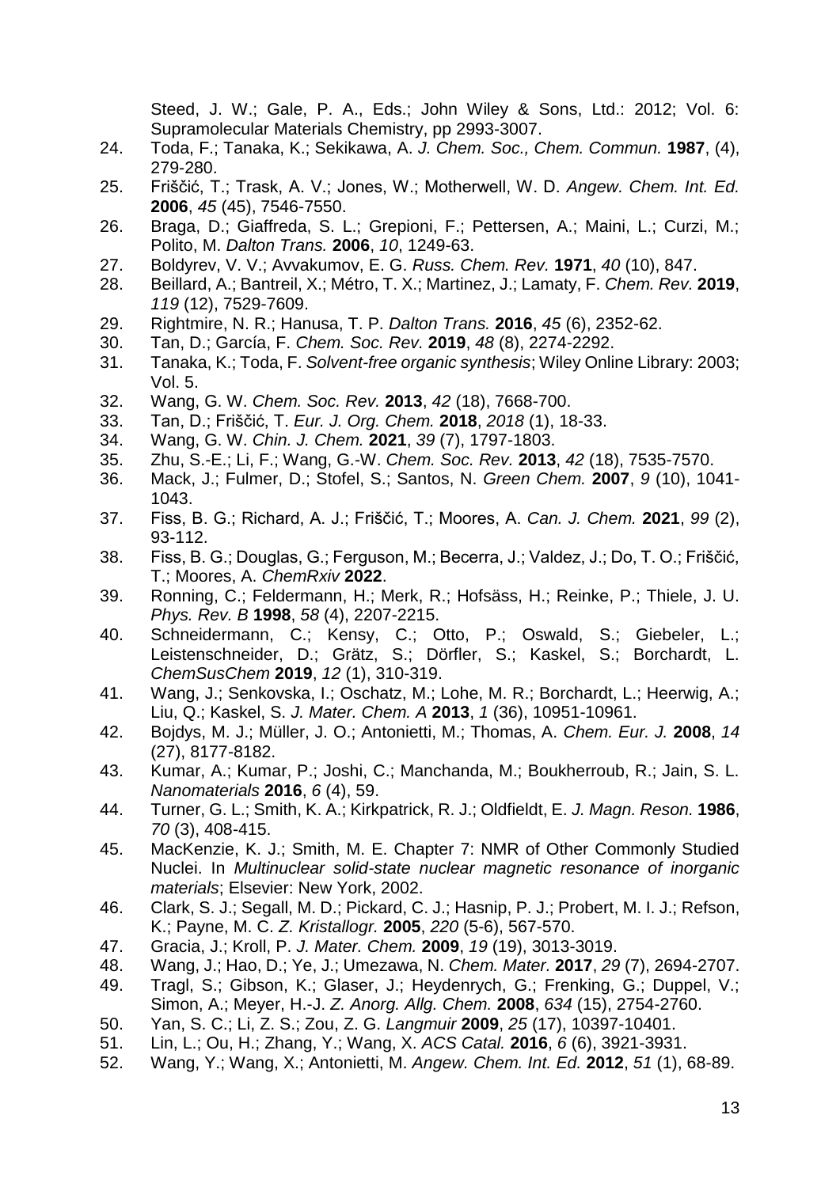Steed, J. W.; Gale, P. A., Eds.; John Wiley & Sons, Ltd.: 2012; Vol. 6: Supramolecular Materials Chemistry, pp 2993-3007.

24. Toda, F.; Tanaka, K.; Sekikawa, A. *J. Chem. Soc., Chem. Commun.* **1987**, (4), 279-280.
25. Friščić, T.; Trask, A. V.; Jones, W.; Motherwell, W. D. *Angew. Chem. Int. Ed.* **2006**, *45* (45), 7546-7550.
26. Braga, D.; Giaffreda, S. L.; Grepioni, F.; Pettersen, A.; Maini, L.; Curzi, M.; Polito, M. *Dalton Trans.* **2006**, *10*, 1249-63.
27. Boldyrev, V. V.; Avvakumov, E. G. *Russ. Chem. Rev.* **1971**, *40* (10), 847.
28. Beillard, A.; Bantreil, X.; Métro, T. X.; Martinez, J.; Lamaty, F. *Chem. Rev.* **2019**, *119* (12), 7529-7609.
29. Rightmire, N. R.; Hanusa, T. P. *Dalton Trans.* **2016**, *45* (6), 2352-62.
30. Tan, D.; García, F. *Chem. Soc. Rev.* **2019**, *48* (8), 2274-2292.
31. Tanaka, K.; Toda, F. *Solvent-free organic synthesis*; Wiley Online Library: 2003; Vol. 5.
32. Wang, G. W. *Chem. Soc. Rev.* **2013**, *42* (18), 7668-700.
33. Tan, D.; Friščić, T. *Eur. J. Org. Chem.* **2018**, *2018* (1), 18-33.
34. Wang, G. W. *Chin. J. Chem.* **2021**, *39* (7), 1797-1803.
35. Zhu, S.-E.; Li, F.; Wang, G.-W. *Chem. Soc. Rev.* **2013**, *42* (18), 7535-7570.
36. Mack, J.; Fulmer, D.; Stofel, S.; Santos, N. *Green Chem.* **2007**, *9* (10), 1041-1043.
37. Fiss, B. G.; Richard, A. J.; Friščić, T.; Moores, A. *Can. J. Chem.* **2021**, *99* (2), 93-112.
38. Fiss, B. G.; Douglas, G.; Ferguson, M.; Becerra, J.; Valdez, J.; Do, T. O.; Friščić, T.; Moores, A. *ChemRxiv* **2022**.
39. Ronning, C.; Feldermann, H.; Merk, R.; Hofsäss, H.; Reinke, P.; Thiele, J. U. *Phys. Rev. B* **1998**, *58* (4), 2207-2215.
40. Schneidermann, C.; Kensy, C.; Otto, P.; Oswald, S.; Giebeler, L.; Leistenschneider, D.; Grätz, S.; Dörfler, S.; Kaskel, S.; Borchardt, L. *ChemSusChem* **2019**, *12* (1), 310-319.
41. Wang, J.; Senkovska, I.; Oschatz, M.; Lohe, M. R.; Borchardt, L.; Heerwig, A.; Liu, Q.; Kaskel, S. *J. Mater. Chem. A* **2013**, *1* (36), 10951-10961.
42. Bojdys, M. J.; Müller, J. O.; Antonietti, M.; Thomas, A. *Chem. Eur. J.* **2008**, *14* (27), 8177-8182.
43. Kumar, A.; Kumar, P.; Joshi, C.; Manchanda, M.; Boukherroub, R.; Jain, S. L. *Nanomaterials* **2016**, *6* (4), 59.
44. Turner, G. L.; Smith, K. A.; Kirkpatrick, R. J.; Oldfieldt, E. *J. Magn. Reson.* **1986**, *70* (3), 408-415.
45. MacKenzie, K. J.; Smith, M. E. Chapter 7: NMR of Other Commonly Studied Nuclei. In *Multinuclear solid-state nuclear magnetic resonance of inorganic materials*; Elsevier: New York, 2002.
46. Clark, S. J.; Segall, M. D.; Pickard, C. J.; Hasnip, P. J.; Probert, M. I. J.; Refson, K.; Payne, M. C. *Z. Kristallogr.* **2005**, *220* (5-6), 567-570.
47. Gracia, J.; Kroll, P. *J. Mater. Chem.* **2009**, *19* (19), 3013-3019.
48. Wang, J.; Hao, D.; Ye, J.; Umezawa, N. *Chem. Mater.* **2017**, *29* (7), 2694-2707.
49. Tragl, S.; Gibson, K.; Glaser, J.; Heydenrych, G.; Frenking, G.; Duppel, V.; Simon, A.; Meyer, H.-J. *Z. Anorg. Allg. Chem.* **2008**, *634* (15), 2754-2760.
50. Yan, S. C.; Li, Z. S.; Zou, Z. G. *Langmuir* **2009**, *25* (17), 10397-10401.
51. Lin, L.; Ou, H.; Zhang, Y.; Wang, X. *ACS Catal.* **2016**, *6* (6), 3921-3931.
52. Wang, Y.; Wang, X.; Antonietti, M. *Angew. Chem. Int. Ed.* **2012**, *51* (1), 68-89.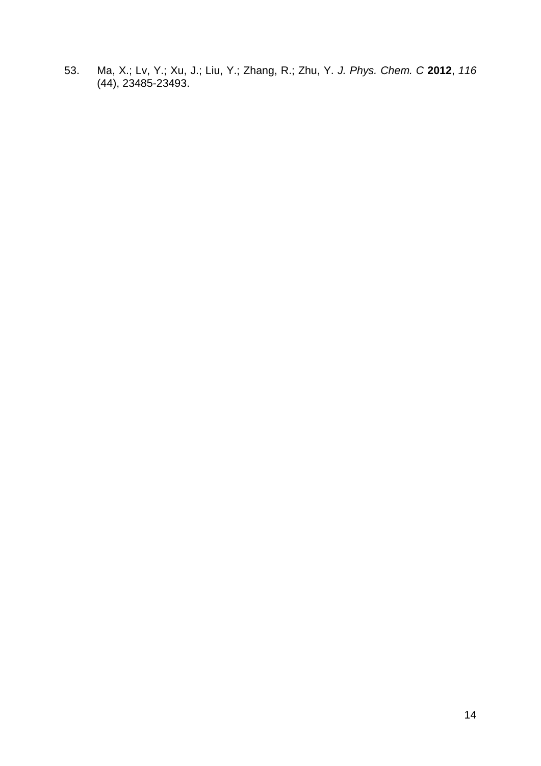53. Ma, X.; Lv, Y.; Xu, J.; Liu, Y.; Zhang, R.; Zhu, Y. *J. Phys. Chem. C* **2012**, *116* (44), 23485-23493.